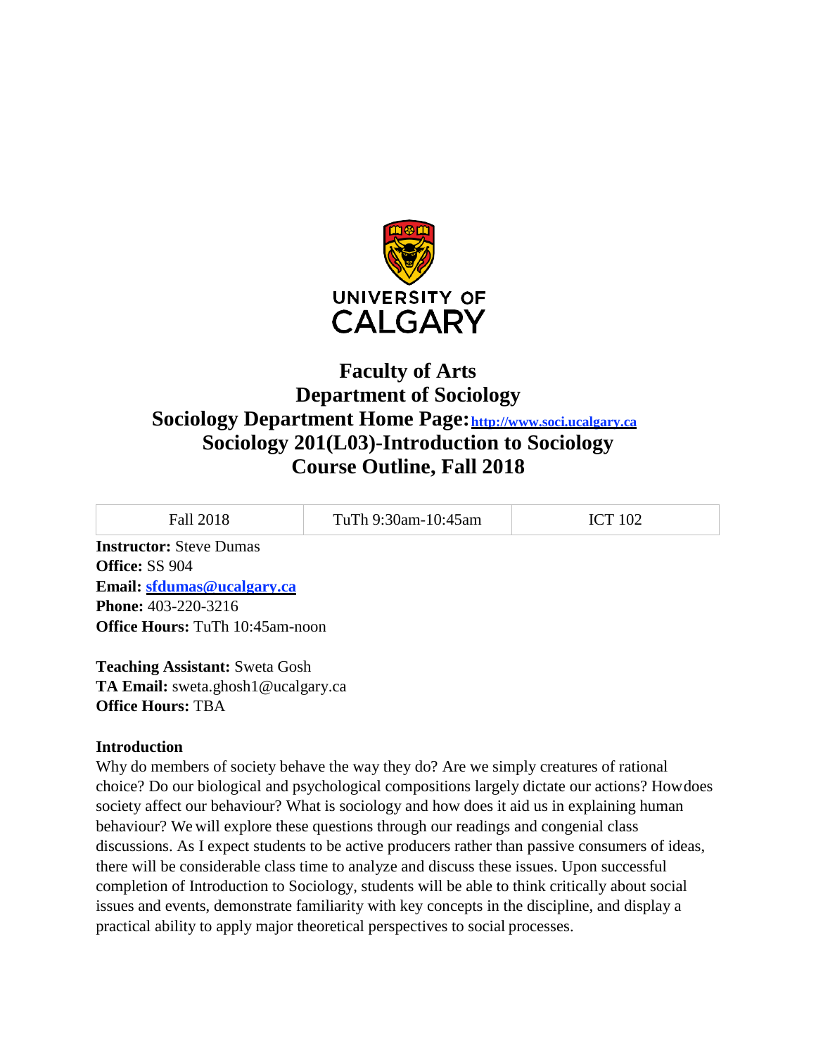UNIVERSITY OF CALGARY

# Faculty of Arts
# Department of Sociology
## Sociology Department Home Page: [http://www.soci.ucalgary.ca](http://www.soci.ucalgary.ca)
## Sociology 201(L03)-Introduction to Sociology
## Course Outline, Fall 2018

| Fall 2018 | TuTh 9:30am-10:45am | ICT 102 |
|---|---|---|

**Instructor:** Steve Dumas
**Office:** SS 904
**Email:** **[sfdumas@ucalgary.ca](mailto:sfdumas@ucalgary.ca)**
**Phone:** 403-220-3216
**Office Hours:** TuTh 10:45am-noon

**Teaching Assistant:** Sweta Gosh
**TA Email:** sweta.ghosh1@ucalgary.ca
**Office Hours:** TBA

**Introduction**

Why do members of society behave the way they do? Are we simply creatures of rational choice? Do our biological and psychological compositions largely dictate our actions? How does society affect our behaviour? What is sociology and how does it aid us in explaining human behaviour? We will explore these questions through our readings and congenial class discussions. As I expect students to be active producers rather than passive consumers of ideas, there will be considerable class time to analyze and discuss these issues. Upon successful completion of Introduction to Sociology, students will be able to think critically about social issues and events, demonstrate familiarity with key concepts in the discipline, and display a practical ability to apply major theoretical perspectives to social processes.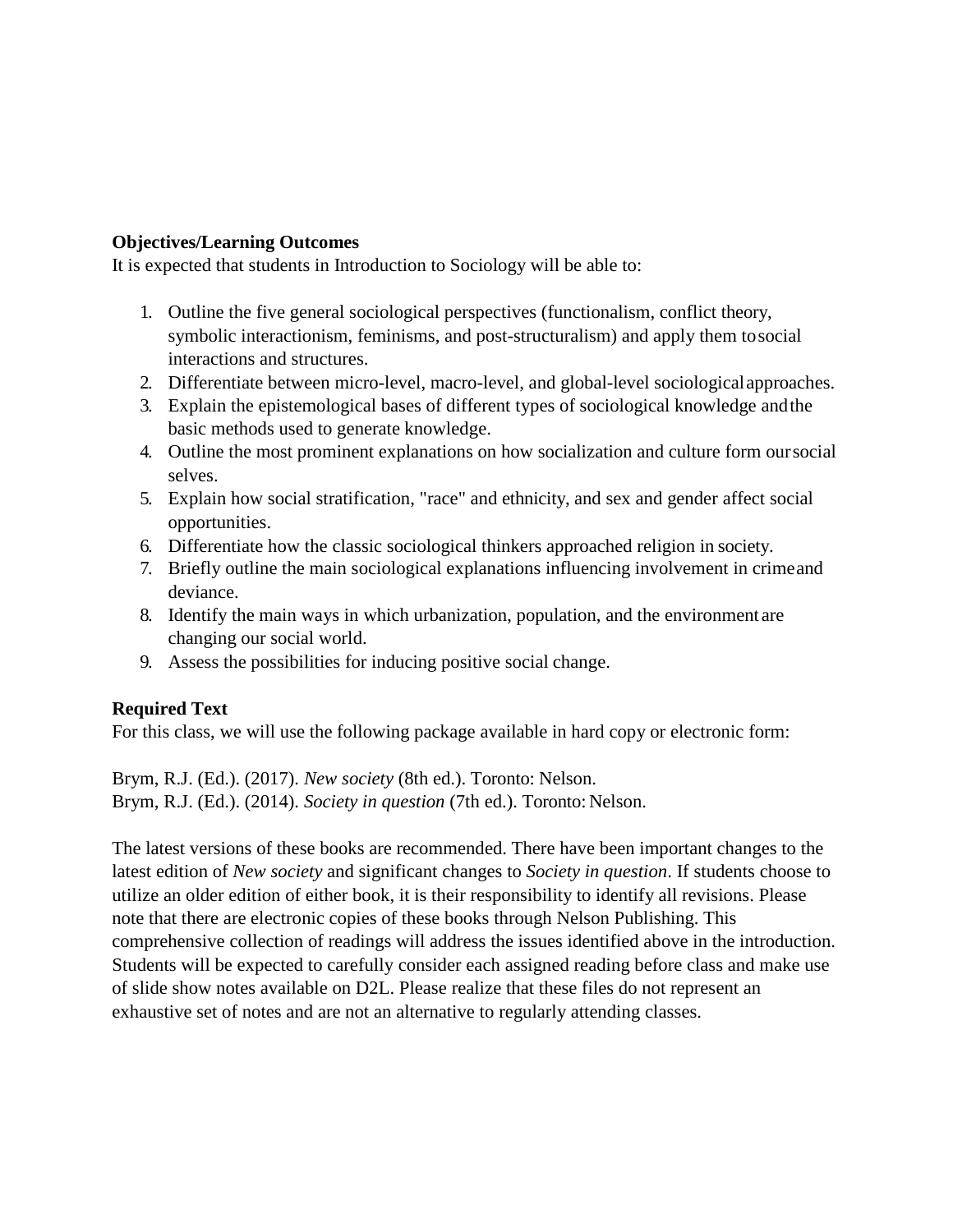**Objectives/Learning Outcomes**

It is expected that students in Introduction to Sociology will be able to:

1. Outline the five general sociological perspectives (functionalism, conflict theory, symbolic interactionism, feminisms, and post-structuralism) and apply them to social interactions and structures.
2. Differentiate between micro-level, macro-level, and global-level sociological approaches.
3. Explain the epistemological bases of different types of sociological knowledge and the basic methods used to generate knowledge.
4. Outline the most prominent explanations on how socialization and culture form our social selves.
5. Explain how social stratification, "race" and ethnicity, and sex and gender affect social opportunities.
6. Differentiate how the classic sociological thinkers approached religion in society.
7. Briefly outline the main sociological explanations influencing involvement in crime and deviance.
8. Identify the main ways in which urbanization, population, and the environment are changing our social world.
9. Assess the possibilities for inducing positive social change.

**Required Text**

For this class, we will use the following package available in hard copy or electronic form:

Brym, R.J. (Ed.). (2017). *New society* (8th ed.). Toronto: Nelson.
Brym, R.J. (Ed.). (2014). *Society in question* (7th ed.). Toronto: Nelson.

The latest versions of these books are recommended. There have been important changes to the latest edition of *New society* and significant changes to *Society in question*. If students choose to utilize an older edition of either book, it is their responsibility to identify all revisions. Please note that there are electronic copies of these books through Nelson Publishing. This comprehensive collection of readings will address the issues identified above in the introduction. Students will be expected to carefully consider each assigned reading before class and make use of slide show notes available on D2L. Please realize that these files do not represent an exhaustive set of notes and are not an alternative to regularly attending classes.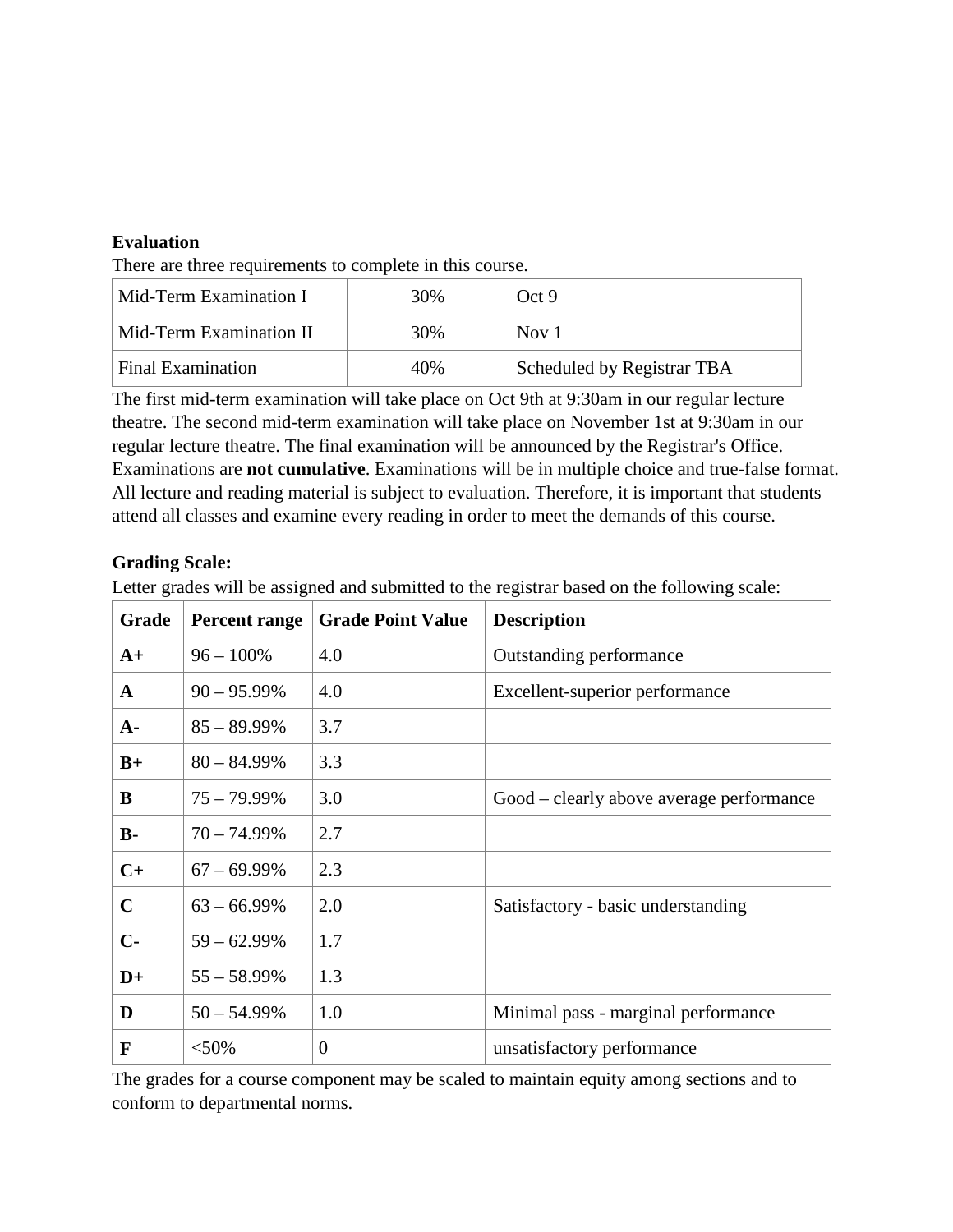**Evaluation**

There are three requirements to complete in this course.

| Mid-Term Examination I | 30% | Oct 9 |
|---|---|---|
| Mid-Term Examination II | 30% | Nov 1 |
| Final Examination | 40% | Scheduled by Registrar TBA |

The first mid-term examination will take place on Oct 9th at 9:30am in our regular lecture theatre. The second mid-term examination will take place on November 1st at 9:30am in our regular lecture theatre. The final examination will be announced by the Registrar's Office. Examinations are **not cumulative**. Examinations will be in multiple choice and true-false format. All lecture and reading material is subject to evaluation. Therefore, it is important that students attend all classes and examine every reading in order to meet the demands of this course.

**Grading Scale:**

Letter grades will be assigned and submitted to the registrar based on the following scale:

| Grade | Percent range | Grade Point Value | Description |
|---|---|---|---|
| **A+** | 96 – 100% | 4.0 | Outstanding performance |
| **A** | 90 – 95.99% | 4.0 | Excellent-superior performance |
| **A-** | 85 – 89.99% | 3.7 | |
| **B+** | 80 – 84.99% | 3.3 | |
| **B** | 75 – 79.99% | 3.0 | Good – clearly above average performance |
| **B-** | 70 – 74.99% | 2.7 | |
| **C+** | 67 – 69.99% | 2.3 | |
| **C** | 63 – 66.99% | 2.0 | Satisfactory - basic understanding |
| **C-** | 59 – 62.99% | 1.7 | |
| **D+** | 55 – 58.99% | 1.3 | |
| **D** | 50 – 54.99% | 1.0 | Minimal pass - marginal performance |
| **F** | <50% | 0 | unsatisfactory performance |

The grades for a course component may be scaled to maintain equity among sections and to conform to departmental norms.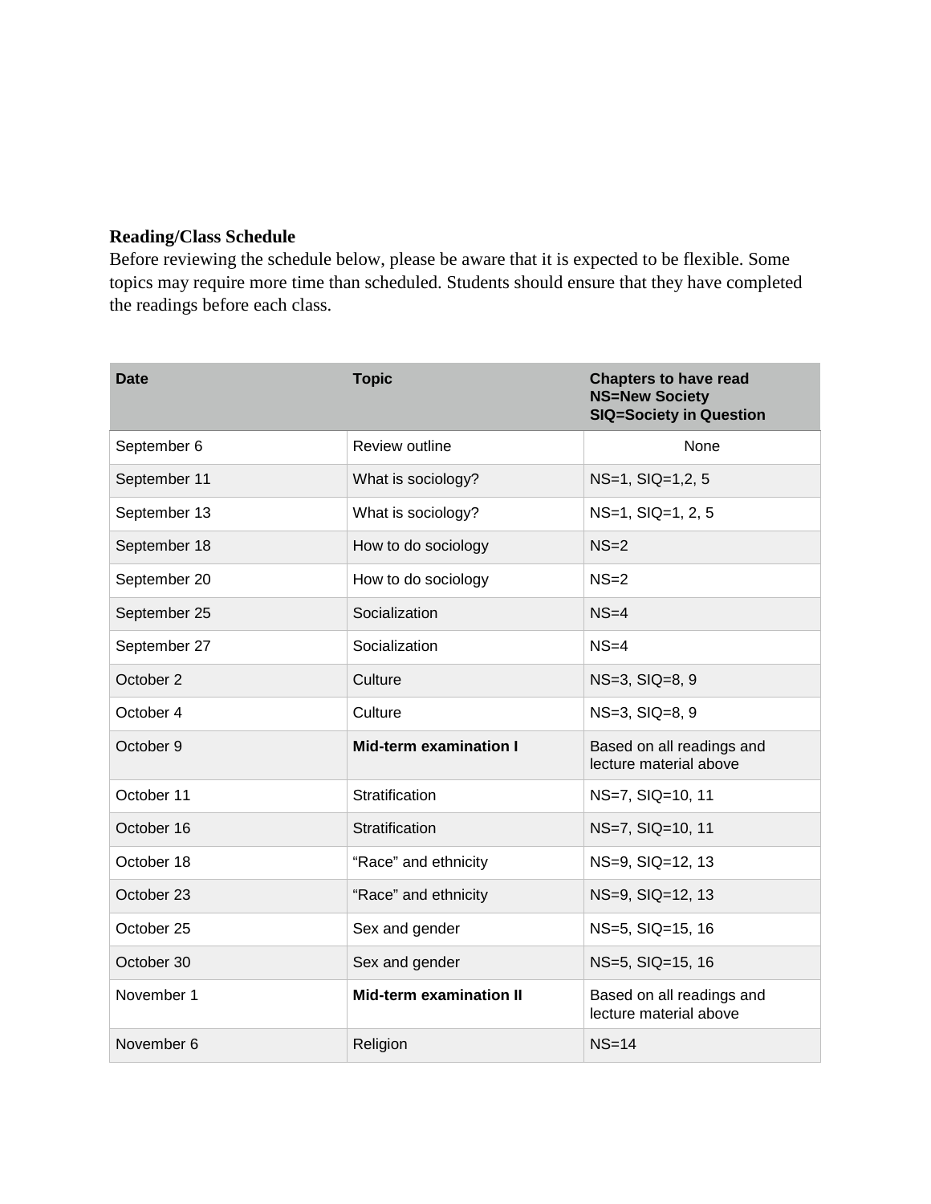**Reading/Class Schedule**

Before reviewing the schedule below, please be aware that it is expected to be flexible. Some topics may require more time than scheduled. Students should ensure that they have completed the readings before each class.

| Date | Topic | Chapters to have read<br>NS=New Society<br>SIQ=Society in Question |
|---|---|---|
| September 6 | Review outline | None |
| September 11 | What is sociology? | NS=1, SIQ=1,2, 5 |
| September 13 | What is sociology? | NS=1, SIQ=1, 2, 5 |
| September 18 | How to do sociology | NS=2 |
| September 20 | How to do sociology | NS=2 |
| September 25 | Socialization | NS=4 |
| September 27 | Socialization | NS=4 |
| October 2 | Culture | NS=3, SIQ=8, 9 |
| October 4 | Culture | NS=3, SIQ=8, 9 |
| October 9 | **Mid-term examination I** | Based on all readings and lecture material above |
| October 11 | Stratification | NS=7, SIQ=10, 11 |
| October 16 | Stratification | NS=7, SIQ=10, 11 |
| October 18 | "Race" and ethnicity | NS=9, SIQ=12, 13 |
| October 23 | "Race" and ethnicity | NS=9, SIQ=12, 13 |
| October 25 | Sex and gender | NS=5, SIQ=15, 16 |
| October 30 | Sex and gender | NS=5, SIQ=15, 16 |
| November 1 | **Mid-term examination II** | Based on all readings and lecture material above |
| November 6 | Religion | NS=14 |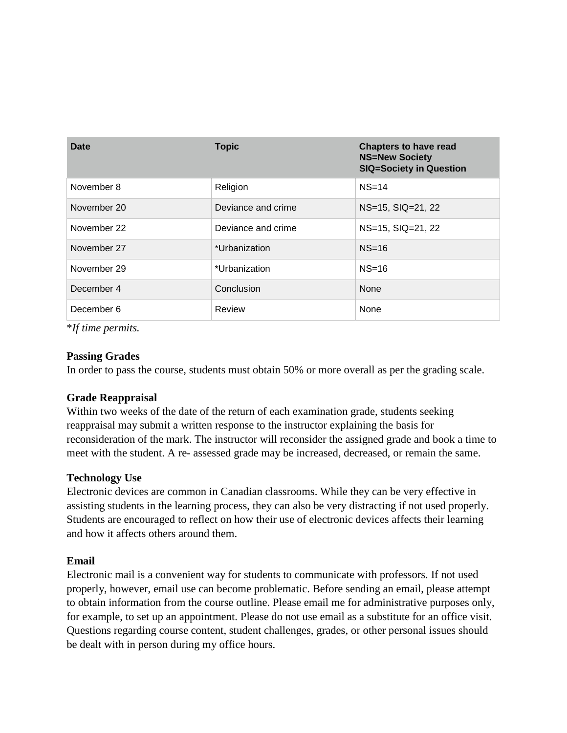| Date | Topic | Chapters to have read<br>NS=New Society<br>SIQ=Society in Question |
| --- | --- | --- |
| November 8 | Religion | NS=14 |
| November 20 | Deviance and crime | NS=15, SIQ=21, 22 |
| November 22 | Deviance and crime | NS=15, SIQ=21, 22 |
| November 27 | *Urbanization | NS=16 |
| November 29 | *Urbanization | NS=16 |
| December 4 | Conclusion | None |
| December 6 | Review | None |

**If time permits.*

**Passing Grades**
In order to pass the course, students must obtain 50% or more overall as per the grading scale.

**Grade Reappraisal**
Within two weeks of the date of the return of each examination grade, students seeking reappraisal may submit a written response to the instructor explaining the basis for reconsideration of the mark. The instructor will reconsider the assigned grade and book a time to meet with the student. A re- assessed grade may be increased, decreased, or remain the same.

**Technology Use**
Electronic devices are common in Canadian classrooms. While they can be very effective in assisting students in the learning process, they can also be very distracting if not used properly. Students are encouraged to reflect on how their use of electronic devices affects their learning and how it affects others around them.

**Email**
Electronic mail is a convenient way for students to communicate with professors. If not used properly, however, email use can become problematic. Before sending an email, please attempt to obtain information from the course outline. Please email me for administrative purposes only, for example, to set up an appointment. Please do not use email as a substitute for an office visit. Questions regarding course content, student challenges, grades, or other personal issues should be dealt with in person during my office hours.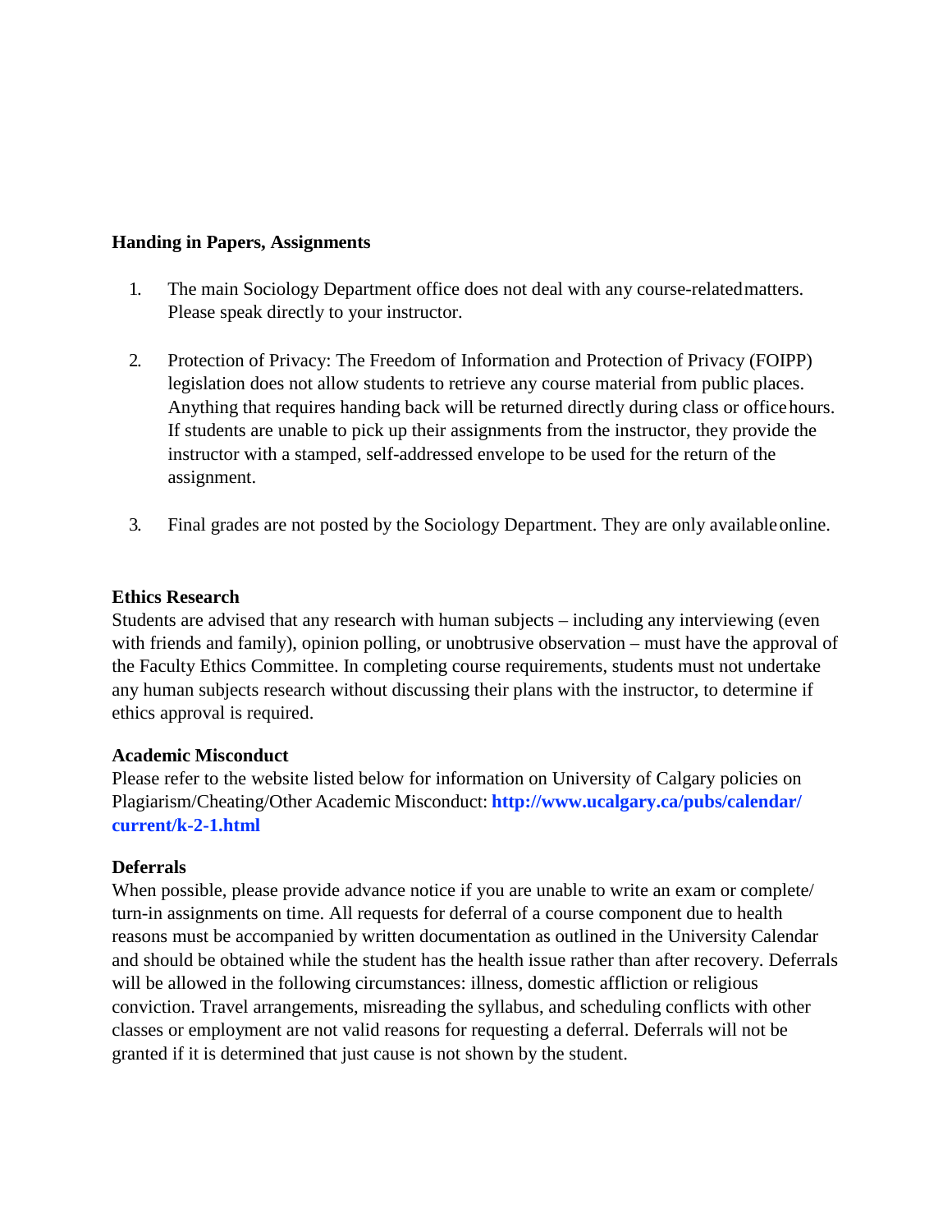**Handing in Papers, Assignments**

1. The main Sociology Department office does not deal with any course-related matters. Please speak directly to your instructor.

2. Protection of Privacy: The Freedom of Information and Protection of Privacy (FOIPP) legislation does not allow students to retrieve any course material from public places. Anything that requires handing back will be returned directly during class or office hours. If students are unable to pick up their assignments from the instructor, they provide the instructor with a stamped, self-addressed envelope to be used for the return of the assignment.

3. Final grades are not posted by the Sociology Department. They are only available online.

**Ethics Research**

Students are advised that any research with human subjects – including any interviewing (even with friends and family), opinion polling, or unobtrusive observation – must have the approval of the Faculty Ethics Committee. In completing course requirements, students must not undertake any human subjects research without discussing their plans with the instructor, to determine if ethics approval is required.

**Academic Misconduct**

Please refer to the website listed below for information on University of Calgary policies on Plagiarism/Cheating/Other Academic Misconduct: **http://www.ucalgary.ca/pubs/calendar/current/k-2-1.html**

**Deferrals**

When possible, please provide advance notice if you are unable to write an exam or complete/turn-in assignments on time. All requests for deferral of a course component due to health reasons must be accompanied by written documentation as outlined in the University Calendar and should be obtained while the student has the health issue rather than after recovery. Deferrals will be allowed in the following circumstances: illness, domestic affliction or religious conviction. Travel arrangements, misreading the syllabus, and scheduling conflicts with other classes or employment are not valid reasons for requesting a deferral. Deferrals will not be granted if it is determined that just cause is not shown by the student.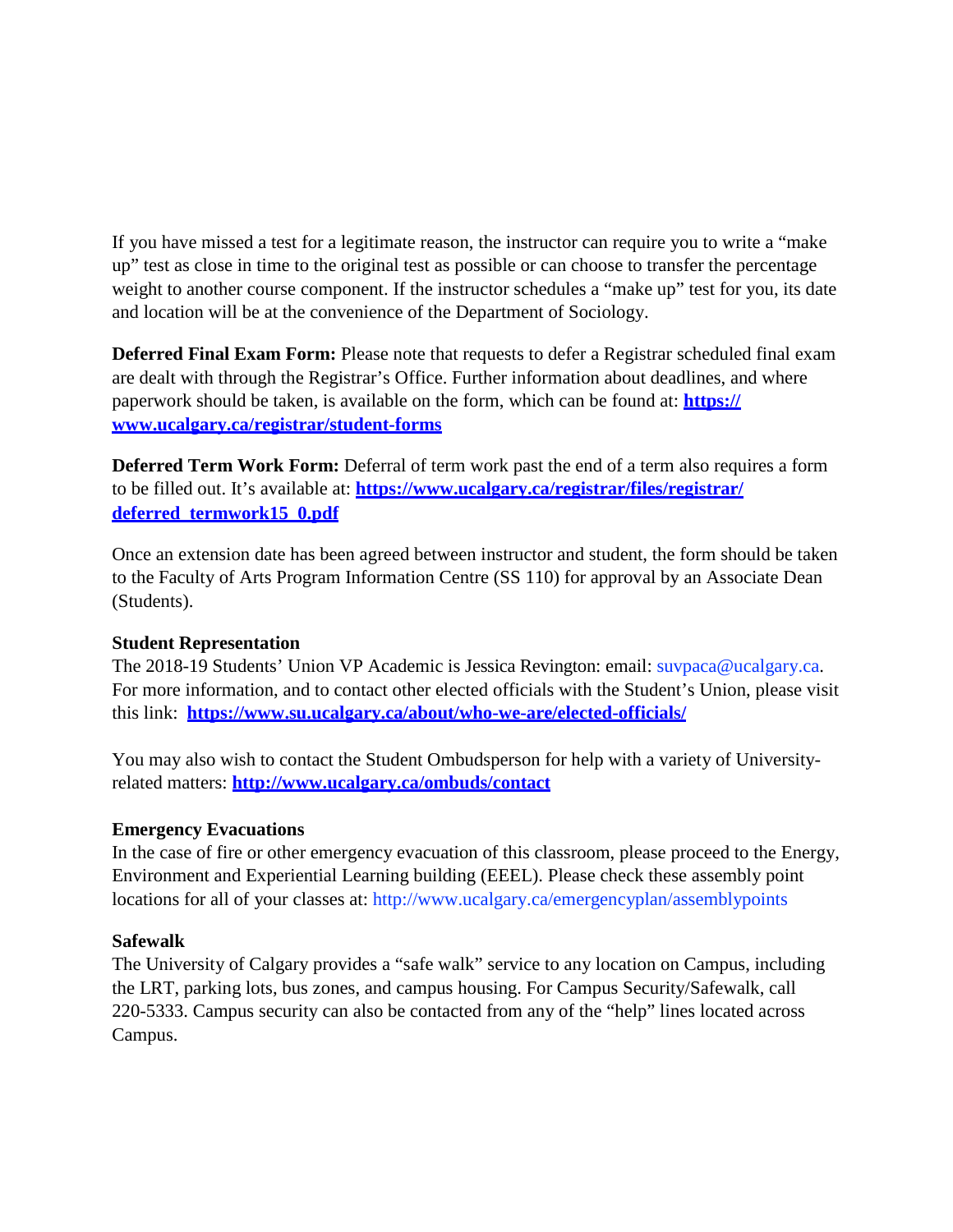If you have missed a test for a legitimate reason, the instructor can require you to write a "make up" test as close in time to the original test as possible or can choose to transfer the percentage weight to another course component. If the instructor schedules a "make up" test for you, its date and location will be at the convenience of the Department of Sociology.

**Deferred Final Exam Form:** Please note that requests to defer a Registrar scheduled final exam are dealt with through the Registrar's Office. Further information about deadlines, and where paperwork should be taken, is available on the form, which can be found at: **https://www.ucalgary.ca/registrar/student-forms**

**Deferred Term Work Form:** Deferral of term work past the end of a term also requires a form to be filled out. It's available at: **https://www.ucalgary.ca/registrar/files/registrar/deferred_termwork15_0.pdf**

Once an extension date has been agreed between instructor and student, the form should be taken to the Faculty of Arts Program Information Centre (SS 110) for approval by an Associate Dean (Students).

**Student Representation**

The 2018-19 Students' Union VP Academic is Jessica Revington: email: suvpaca@ucalgary.ca. For more information, and to contact other elected officials with the Student's Union, please visit this link: **https://www.su.ucalgary.ca/about/who-we-are/elected-officials/**

You may also wish to contact the Student Ombudsperson for help with a variety of University-related matters: **http://www.ucalgary.ca/ombuds/contact**

**Emergency Evacuations**

In the case of fire or other emergency evacuation of this classroom, please proceed to the Energy, Environment and Experiential Learning building (EEEL). Please check these assembly point locations for all of your classes at: http://www.ucalgary.ca/emergencyplan/assemblypoints

**Safewalk**

The University of Calgary provides a "safe walk" service to any location on Campus, including the LRT, parking lots, bus zones, and campus housing. For Campus Security/Safewalk, call 220-5333. Campus security can also be contacted from any of the "help" lines located across Campus.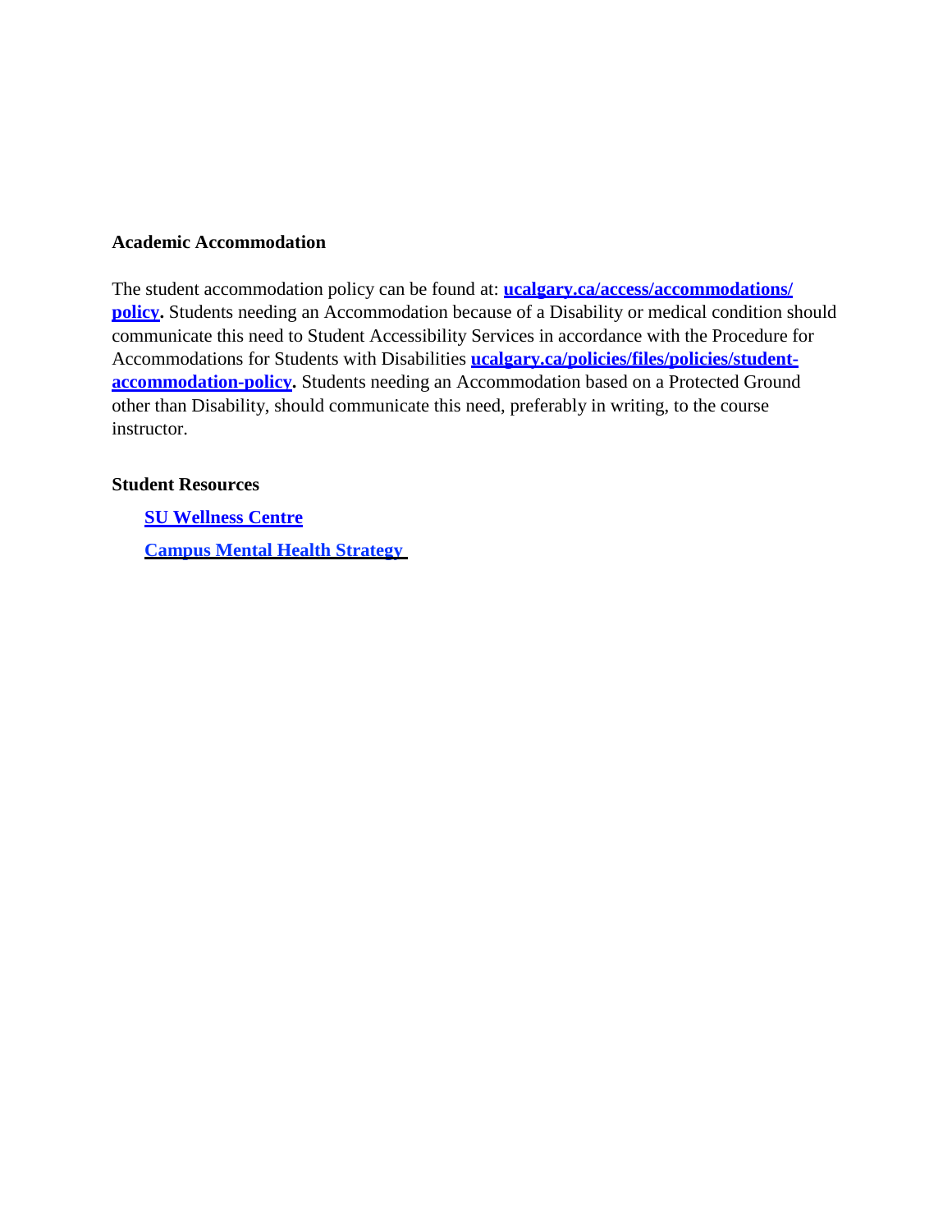**Academic Accommodation**

The student accommodation policy can be found at: **ucalgary.ca/access/accommodations/policy.** Students needing an Accommodation because of a Disability or medical condition should communicate this need to Student Accessibility Services in accordance with the Procedure for Accommodations for Students with Disabilities **ucalgary.ca/policies/files/policies/student-accommodation-policy.** Students needing an Accommodation based on a Protected Ground other than Disability, should communicate this need, preferably in writing, to the course instructor.

**Student Resources**

**SU Wellness Centre**

**Campus Mental Health Strategy**